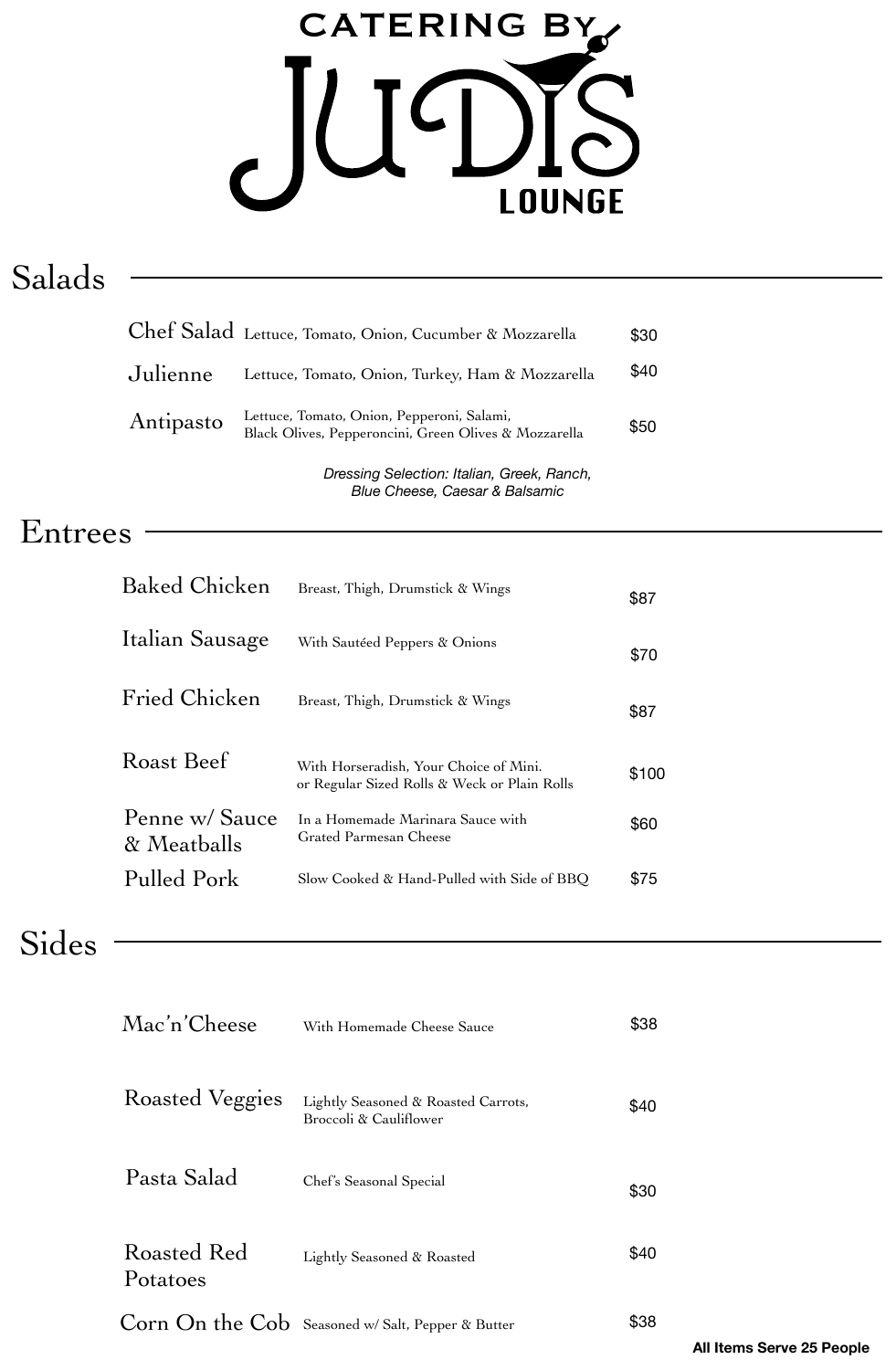# CATERING BY JUDI'S LOUNGE

## Salads

| Item | Description | Price |
|---|---|---|
| Chef Salad | Lettuce, Tomato, Onion, Cucumber & Mozzarella | $30 |
| Julienne | Lettuce, Tomato, Onion, Turkey, Ham & Mozzarella | $40 |
| Antipasto | Lettuce, Tomato, Onion, Pepperoni, Salami, Black Olives, Pepperoncini, Green Olives & Mozzarella | $50 |

*Dressing Selection: Italian, Greek, Ranch, Blue Cheese, Caesar & Balsamic*

## Entrees

| Item | Description | Price |
|---|---|---|
| Baked Chicken | Breast, Thigh, Drumstick & Wings | $87 |
| Italian Sausage | With Sautéed Peppers & Onions | $70 |
| Fried Chicken | Breast, Thigh, Drumstick & Wings | $87 |
| Roast Beef | With Horseradish, Your Choice of Mini. or Regular Sized Rolls & Weck or Plain Rolls | $100 |
| Penne w/ Sauce & Meatballs | In a Homemade Marinara Sauce with Grated Parmesan Cheese | $60 |
| Pulled Pork | Slow Cooked & Hand-Pulled with Side of BBQ | $75 |

## Sides

| Item | Description | Price |
|---|---|---|
| Mac'n'Cheese | With Homemade Cheese Sauce | $38 |
| Roasted Veggies | Lightly Seasoned & Roasted Carrots, Broccoli & Cauliflower | $40 |
| Pasta Salad | Chef's Seasonal Special | $30 |
| Roasted Red Potatoes | Lightly Seasoned & Roasted | $40 |
| Corn On the Cob | Seasoned w/ Salt, Pepper & Butter | $38 |

**All Items Serve 25 People**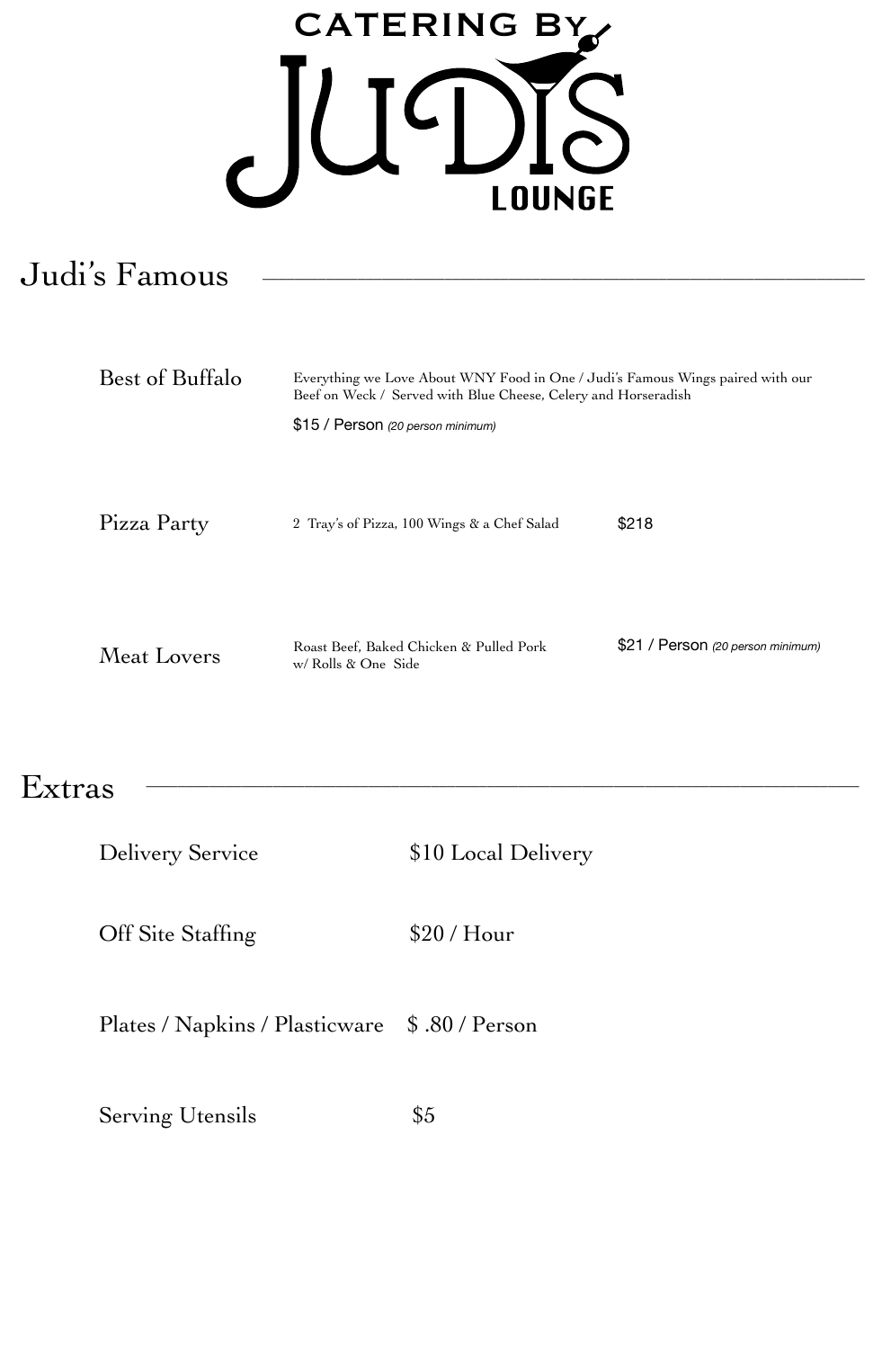# CATERING BY JUDI'S LOUNGE

## Judi's Famous

| | | |
|---|---|---|
| Best of Buffalo | Everything we Love About WNY Food in One / Judi's Famous Wings paired with our Beef on Weck / Served with Blue Cheese, Celery and Horseradish<br>$15 / Person *(20 person minimum)* | |
| Pizza Party | 2 Tray's of Pizza, 100 Wings & a Chef Salad | $218 |
| Meat Lovers | Roast Beef, Baked Chicken & Pulled Pork w/ Rolls & One Side | $21 / Person *(20 person minimum)* |

## Extras

| | |
|---|---|
| Delivery Service | $10 Local Delivery |
| Off Site Staffing | $20 / Hour |
| Plates / Napkins / Plasticware | $ .80 / Person |
| Serving Utensils | $5 |